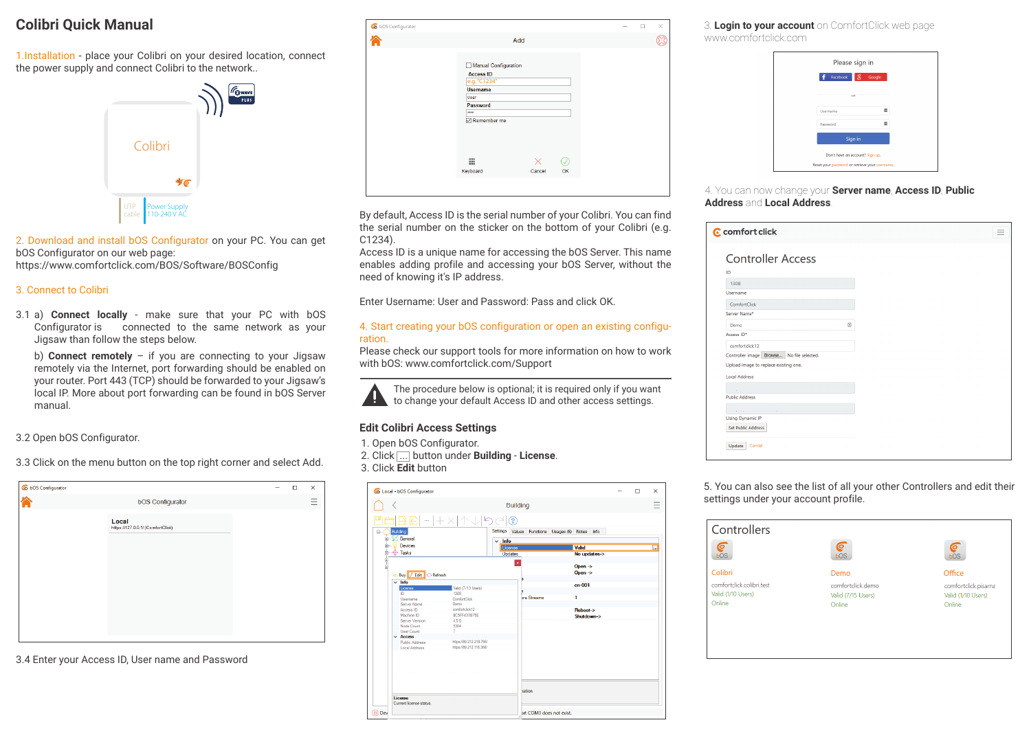# Colibri Quick Manual

1.Installation - place your Colibri on your desired location, connect the power supply and connect Colibri to the network..

2. Download and install bOS Configurator on your PC. You can get bOS Configurator on our web page: https://www.comfortclick.com/BOS/Software/BOSConfig

3. Connect to Colibri

3.1 a) **Connect locally** - make sure that your PC with bOS Configurator is connected to the same network as your Jigsaw than follow the steps below.

b) **Connect remotely** – if you are connecting to your Jigsaw remotely via the Internet, port forwarding should be enabled on your router. Port 443 (TCP) should be forwarded to your Jigsaw's local IP. More about port forwarding can be found in bOS Server manual.

3.2 Open bOS Configurator.

3.3 Click on the menu button on the top right corner and select Add.

3.4 Enter your Access ID, User name and Password

By default, Access ID is the serial number of your Colibri. You can find the serial number on the sticker on the bottom of your Colibri (e.g. C1234).
Access ID is a unique name for accessing the bOS Server. This name enables adding profile and accessing your bOS Server, without the need of knowing it's IP address.

Enter Username: User and Password: Pass and click OK.

4. Start creating your bOS configuration or open an existing configuration.
Please check our support tools for more information on how to work with bOS: www.comfortclick.com/Support

The procedure below is optional; it is required only if you want to change your default Access ID and other access settings.

## Edit Colibri Access Settings

1. Open bOS Configurator.
2. Click ... button under **Building** - **License**.
3. Click **Edit** button

3. **Login to your account** on ComfortClick web page www.comfortclick.com

4. You can now change your **Server name**, **Access ID**, **Public Address** and **Local Address**

5. You can also see the list of all your other Controllers and edit their settings under your account profile.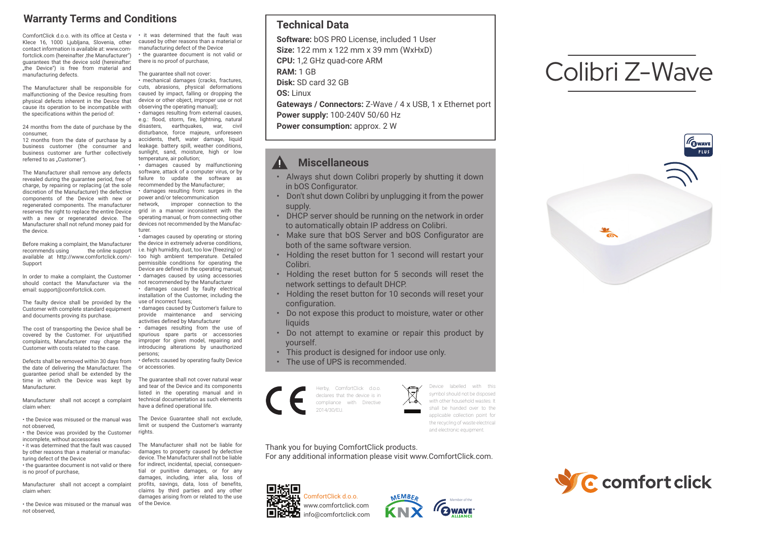## Warranty Terms and Conditions

ComfortClick d.o.o. with its office at Cesta v Klece 16, 1000 Ljubljana, Slovenia, other contact information is available at: www.comfortclick.com (hereinafter „the Manufacturer") guarantees that the device sold (hereinafter: „the Device") is free from material and manufacturing defects.

The Manufacturer shall be responsible for malfunctioning of the Device resulting from physical defects inherent in the Device that cause its operation to be incompatible with the specifications within the period of:

24 months from the date of purchase by the consumer,
12 months from the date of purchase by a business customer (the consumer and business customer are further collectively referred to as „Customer").

The Manufacturer shall remove any defects revealed during the guarantee period, free of charge, by repairing or replacing (at the sole discretion of the Manufacturer) the defective components of the Device with new or regenerated components. The manufacturer reserves the right to replace the entire Device with a new or regenerated device. The Manufacturer shall not refund money paid for the device.

Before making a complaint, the Manufacturer recommends using the online support available at http://www.comfortclick.com/-Support

In order to make a complaint, the Customer should contact the Manufacturer via the email: support@comfortclick.com.

The faulty device shall be provided by the Customer with complete standard equipment and documents proving its purchase.

The cost of transporting the Device shall be covered by the Customer. For unjustified complaints, Manufacturer may charge the Customer with costs related to the case.

Defects shall be removed within 30 days from the date of delivering the Manufacturer. The guarantee period shall be extended by the time in which the Device was kept by Manufacturer.

Manufacturer shall not accept a complaint claim when:

- the Device was misused or the manual was not observed,
- the Device was provided by the Customer incomplete, without accessories
- it was determined that the fault was caused by other reasons than a material or manufacturing defect of the Device
- the guarantee document is not valid or there is no proof of purchase,

Manufacturer shall not accept a complaint claim when:

- the Device was misused or the manual was not observed,
- it was determined that the fault was caused by other reasons than a material or manufacturing defect of the Device
- the guarantee document is not valid or there is no proof of purchase,

The guarantee shall not cover:

- mechanical damages (cracks, fractures, cuts, abrasions, physical deformations caused by impact, falling or dropping the device or other object, improper use or not observing the operating manual);
- damages resulting from external causes, e.g.: flood, storm, fire, lightning, natural disasters, earthquakes, war, civil disturbance, force majeure, unforeseen accidents, theft, water damage, liquid leakage. battery spill, weather conditions, sunlight, sand, moisture, high or low temperature, air pollution;
- damages caused by malfunctioning software, attack of a computer virus, or by failure to update the software as recommended by the Manufacturer;
- damages resulting from: surges in the power and/or telecommunication network, improper connection to the grid in a manner inconsistent with the operating manual, or from connecting other devices not recommended by the Manufacturer.
- damages caused by operating or storing the device in extremely adverse conditions, i.e. high humidity, dust, too low (freezing) or too high ambient temperature. Detailed permissible conditions for operating the Device are defined in the operating manual;
- damages caused by using accessories not recommended by the Manufacturer
- damages caused by faulty electrical installation of the Customer, including the use of incorrect fuses;
- damages caused by Customer's failure to provide maintenance and servicing activities defined by Manufacturer
- damages resulting from the use of spurious spare parts or accessories improper for given model, repairing and introducing alterations by unauthorized persons;
- defects caused by operating faulty Device or accessories.

The guarantee shall not cover natural wear and tear of the Device and its components listed in the operating manual and in technical documentation as such elements have a defined operational life.

The Device Guarantee shall not exclude, limit or suspend the Customer's warranty rights.

The Manufacturer shall not be liable for damages to property caused by defective device. The Manufacturer shall not be liable for indirect, incidental, special, consequential or punitive damages, or for any damages, including, inter alia, loss of profits, savings, data, loss of benefits, claims by third parties and any other damages arising from or related to the use of the Device.

## Technical Data

**Software:** bOS PRO License, included 1 User
**Size:** 122 mm x 122 mm x 39 mm (WxHxD)
**CPU:** 1,2 GHz quad-core ARM
**RAM:** 1 GB
**Disk:** SD card 32 GB
**OS:** Linux
**Gateways / Connectors:** Z-Wave / 4 x USB, 1 x Ethernet port
**Power supply:** 100-240V 50/60 Hz
**Power consumption:** approx. 2 W

## Miscellaneous

- Always shut down Colibri properly by shutting it down in bOS Configurator.
- Don't shut down Colibri by unplugging it from the power supply.
- DHCP server should be running on the network in order to automatically obtain IP address on Colibri.
- Make sure that bOS Server and bOS Configurator are both of the same software version.
- Holding the reset button for 1 second will restart your Colibri.
- Holding the reset button for 5 seconds will reset the network settings to default DHCP.
- Holding the reset button for 10 seconds will reset your configuration.
- Do not expose this product to moisture, water or other liquids
- Do not attempt to examine or repair this product by yourself.
- This product is designed for indoor use only.
- The use of UPS is recommended.

Herby, ComfortClick d.o.o. declares that the device is in compliance with Directive 2014/30/EU.

Device labelled with this symbol should not be disposed with other household wastes. It shall be handed over to the applicable collection point for the recycling of waste electrical and electronic equipment.

Thank you for buying ComfortClick products.
For any additional information please visit www.ComfortClick.com.

ComfortClick d.o.o.
www.comfortclick.com
info@comfortclick.com

MEMBER KNX

Member of the Z-WAVE ALLIANCE

# Colibri Z-Wave

Z-WAVE PLUS

comfort click